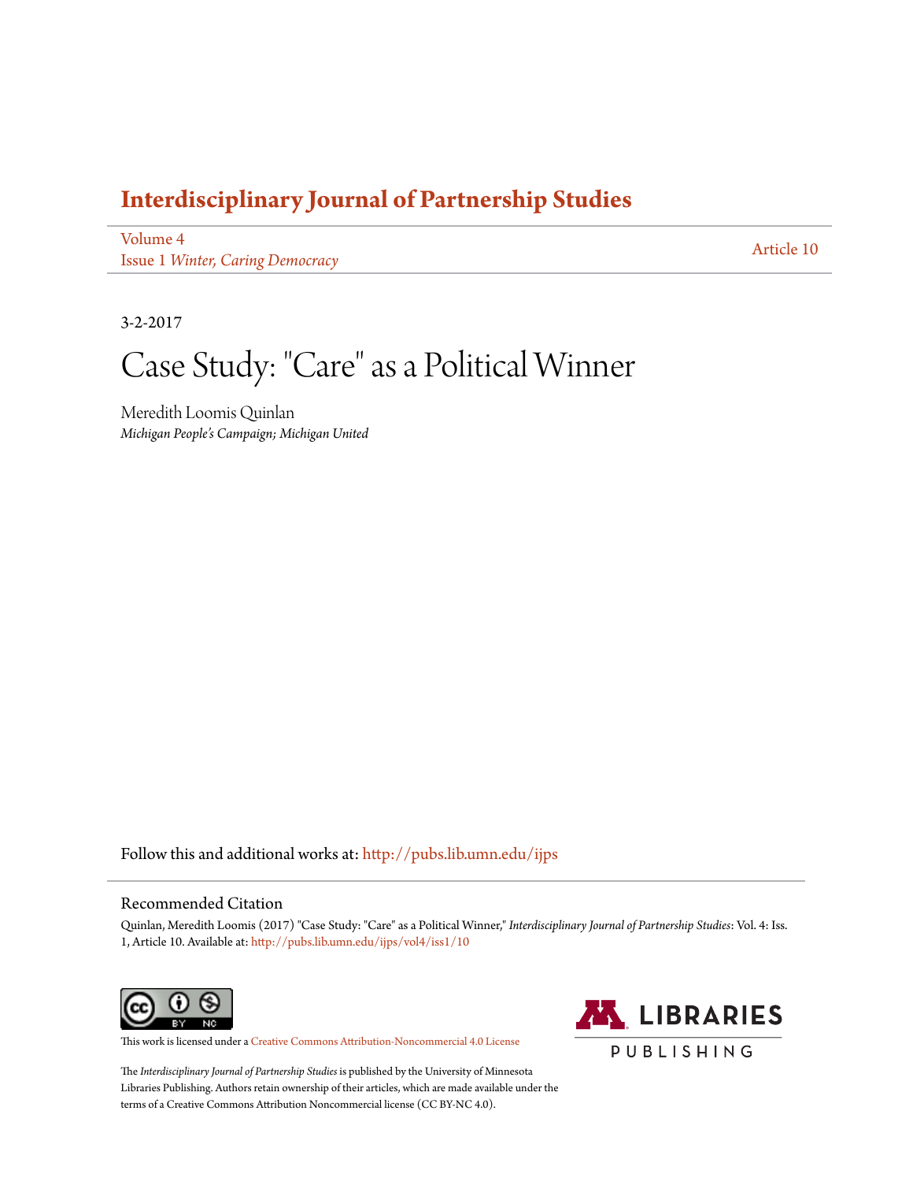# Interdisciplinary Journal of Partnership Studies

Volume 4
Issue 1 *Winter, Caring Democracy*

Article 10

3-2-2017

# Case Study: "Care" as a Political Winner

Meredith Loomis Quinlan
*Michigan People's Campaign; Michigan United*

Follow this and additional works at: http://pubs.lib.umn.edu/ijps

## Recommended Citation

Quinlan, Meredith Loomis (2017) "Case Study: "Care" as a Political Winner," *Interdisciplinary Journal of Partnership Studies*: Vol. 4: Iss. 1, Article 10. Available at: http://pubs.lib.umn.edu/ijps/vol4/iss1/10

This work is licensed under a Creative Commons Attribution-Noncommercial 4.0 License

The *Interdisciplinary Journal of Partnership Studies* is published by the University of Minnesota Libraries Publishing. Authors retain ownership of their articles, which are made available under the terms of a Creative Commons Attribution Noncommercial license (CC BY-NC 4.0).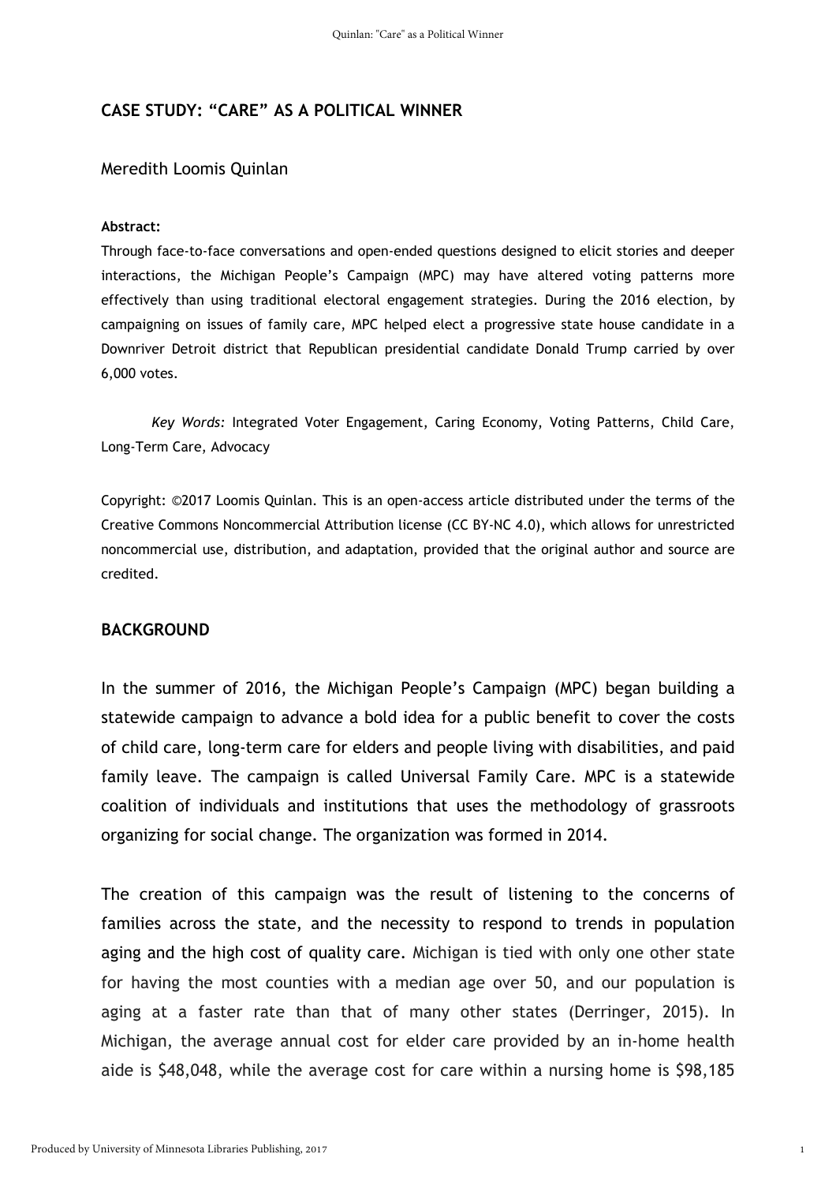## CASE STUDY: "CARE" AS A POLITICAL WINNER

Meredith Loomis Quinlan

**Abstract:**

Through face-to-face conversations and open-ended questions designed to elicit stories and deeper interactions, the Michigan People's Campaign (MPC) may have altered voting patterns more effectively than using traditional electoral engagement strategies. During the 2016 election, by campaigning on issues of family care, MPC helped elect a progressive state house candidate in a Downriver Detroit district that Republican presidential candidate Donald Trump carried by over 6,000 votes.

*Key Words:* Integrated Voter Engagement, Caring Economy, Voting Patterns, Child Care, Long-Term Care, Advocacy

Copyright: ©2017 Loomis Quinlan. This is an open-access article distributed under the terms of the Creative Commons Noncommercial Attribution license (CC BY-NC 4.0), which allows for unrestricted noncommercial use, distribution, and adaptation, provided that the original author and source are credited.

### BACKGROUND

In the summer of 2016, the Michigan People's Campaign (MPC) began building a statewide campaign to advance a bold idea for a public benefit to cover the costs of child care, long-term care for elders and people living with disabilities, and paid family leave. The campaign is called Universal Family Care. MPC is a statewide coalition of individuals and institutions that uses the methodology of grassroots organizing for social change. The organization was formed in 2014.

The creation of this campaign was the result of listening to the concerns of families across the state, and the necessity to respond to trends in population aging and the high cost of quality care. Michigan is tied with only one other state for having the most counties with a median age over 50, and our population is aging at a faster rate than that of many other states (Derringer, 2015). In Michigan, the average annual cost for elder care provided by an in-home health aide is $48,048, while the average cost for care within a nursing home is $98,185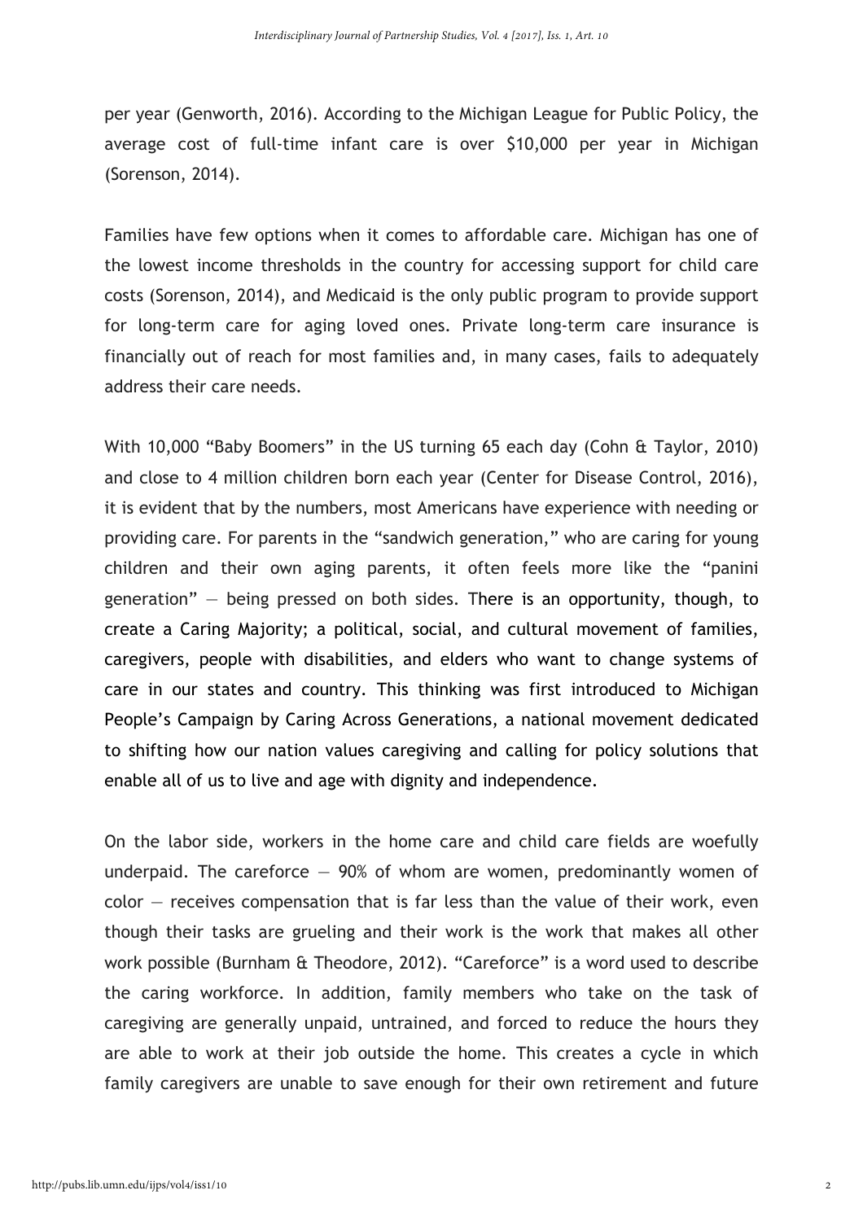per year (Genworth, 2016). According to the Michigan League for Public Policy, the average cost of full-time infant care is over $10,000 per year in Michigan (Sorenson, 2014).

Families have few options when it comes to affordable care. Michigan has one of the lowest income thresholds in the country for accessing support for child care costs (Sorenson, 2014), and Medicaid is the only public program to provide support for long-term care for aging loved ones. Private long-term care insurance is financially out of reach for most families and, in many cases, fails to adequately address their care needs.

With 10,000 "Baby Boomers" in the US turning 65 each day (Cohn & Taylor, 2010) and close to 4 million children born each year (Center for Disease Control, 2016), it is evident that by the numbers, most Americans have experience with needing or providing care. For parents in the "sandwich generation," who are caring for young children and their own aging parents, it often feels more like the "panini generation" — being pressed on both sides. There is an opportunity, though, to create a Caring Majority; a political, social, and cultural movement of families, caregivers, people with disabilities, and elders who want to change systems of care in our states and country. This thinking was first introduced to Michigan People's Campaign by Caring Across Generations, a national movement dedicated to shifting how our nation values caregiving and calling for policy solutions that enable all of us to live and age with dignity and independence.

On the labor side, workers in the home care and child care fields are woefully underpaid. The careforce — 90% of whom are women, predominantly women of color — receives compensation that is far less than the value of their work, even though their tasks are grueling and their work is the work that makes all other work possible (Burnham & Theodore, 2012). "Careforce" is a word used to describe the caring workforce. In addition, family members who take on the task of caregiving are generally unpaid, untrained, and forced to reduce the hours they are able to work at their job outside the home. This creates a cycle in which family caregivers are unable to save enough for their own retirement and future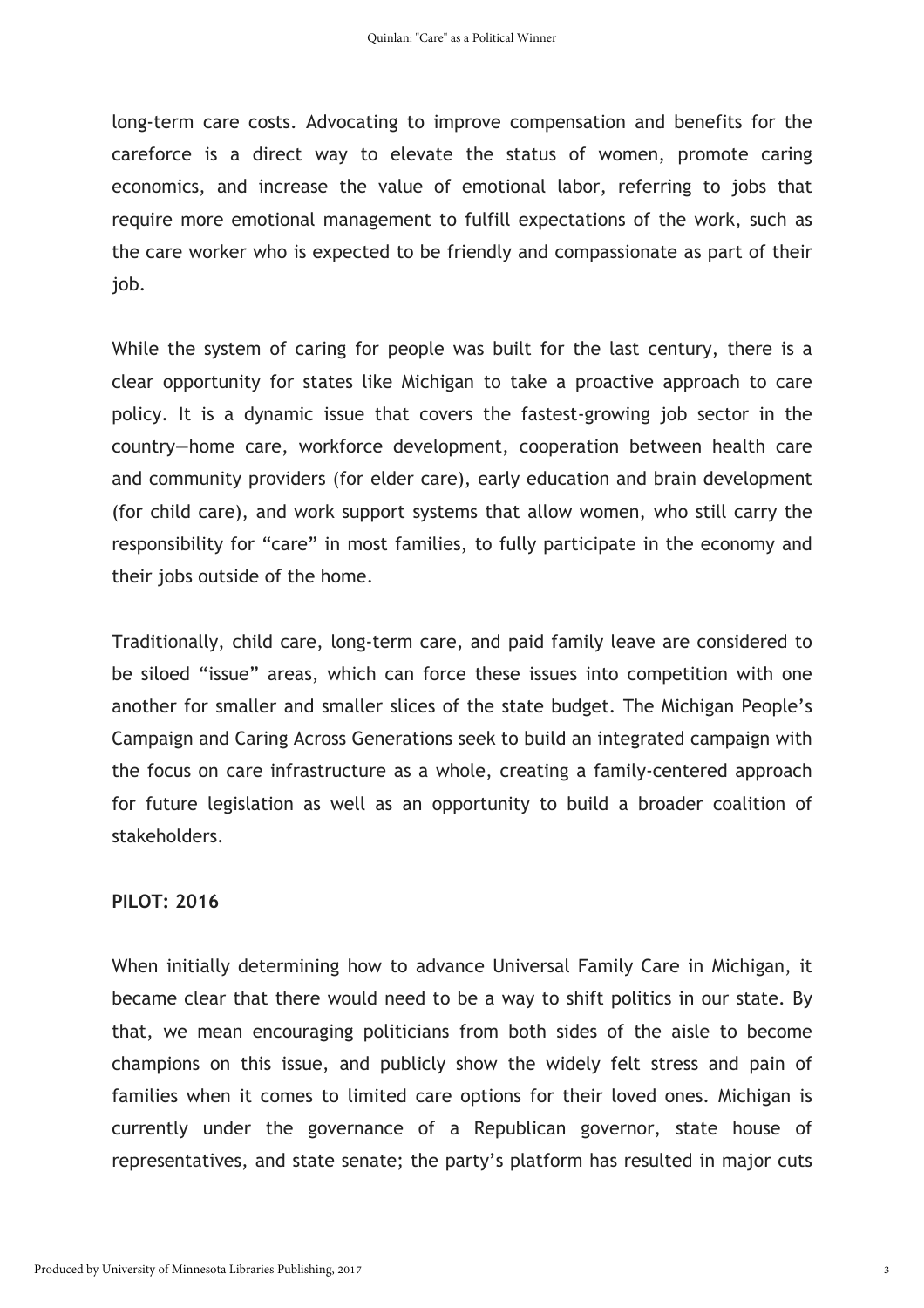long-term care costs. Advocating to improve compensation and benefits for the careforce is a direct way to elevate the status of women, promote caring economics, and increase the value of emotional labor, referring to jobs that require more emotional management to fulfill expectations of the work, such as the care worker who is expected to be friendly and compassionate as part of their job.

While the system of caring for people was built for the last century, there is a clear opportunity for states like Michigan to take a proactive approach to care policy. It is a dynamic issue that covers the fastest-growing job sector in the country—home care, workforce development, cooperation between health care and community providers (for elder care), early education and brain development (for child care), and work support systems that allow women, who still carry the responsibility for "care" in most families, to fully participate in the economy and their jobs outside of the home.

Traditionally, child care, long-term care, and paid family leave are considered to be siloed "issue" areas, which can force these issues into competition with one another for smaller and smaller slices of the state budget. The Michigan People's Campaign and Caring Across Generations seek to build an integrated campaign with the focus on care infrastructure as a whole, creating a family-centered approach for future legislation as well as an opportunity to build a broader coalition of stakeholders.

**PILOT: 2016**

When initially determining how to advance Universal Family Care in Michigan, it became clear that there would need to be a way to shift politics in our state. By that, we mean encouraging politicians from both sides of the aisle to become champions on this issue, and publicly show the widely felt stress and pain of families when it comes to limited care options for their loved ones. Michigan is currently under the governance of a Republican governor, state house of representatives, and state senate; the party's platform has resulted in major cuts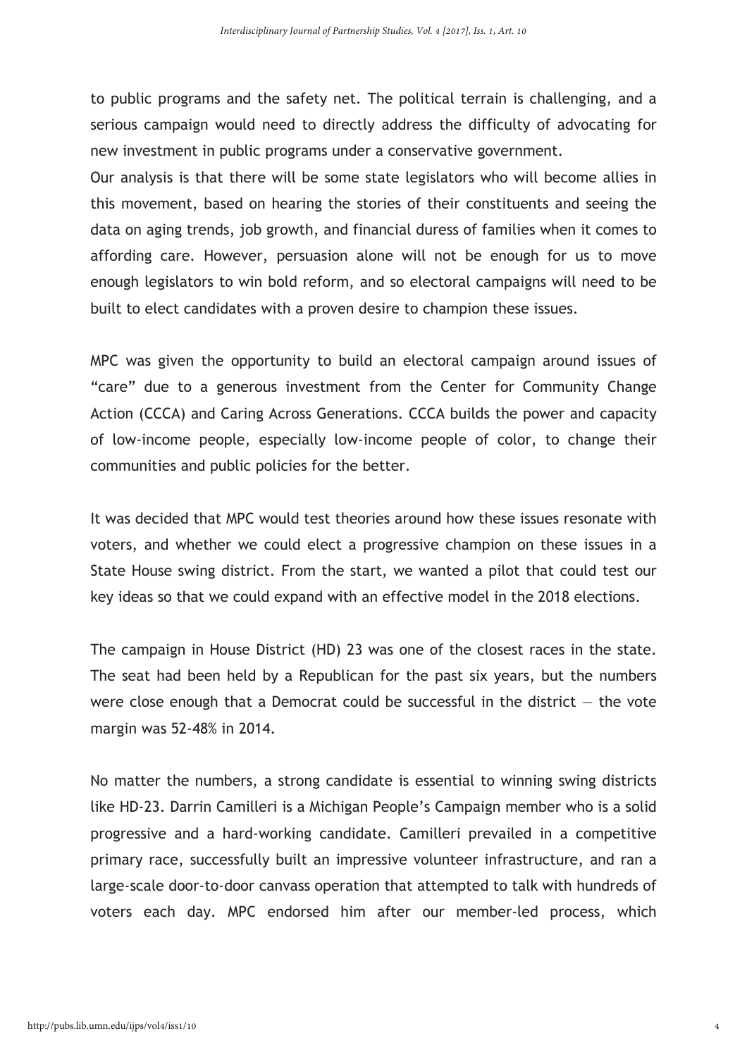to public programs and the safety net. The political terrain is challenging, and a serious campaign would need to directly address the difficulty of advocating for new investment in public programs under a conservative government.

Our analysis is that there will be some state legislators who will become allies in this movement, based on hearing the stories of their constituents and seeing the data on aging trends, job growth, and financial duress of families when it comes to affording care. However, persuasion alone will not be enough for us to move enough legislators to win bold reform, and so electoral campaigns will need to be built to elect candidates with a proven desire to champion these issues.

MPC was given the opportunity to build an electoral campaign around issues of "care" due to a generous investment from the Center for Community Change Action (CCCA) and Caring Across Generations. CCCA builds the power and capacity of low-income people, especially low-income people of color, to change their communities and public policies for the better.

It was decided that MPC would test theories around how these issues resonate with voters, and whether we could elect a progressive champion on these issues in a State House swing district. From the start, we wanted a pilot that could test our key ideas so that we could expand with an effective model in the 2018 elections.

The campaign in House District (HD) 23 was one of the closest races in the state. The seat had been held by a Republican for the past six years, but the numbers were close enough that a Democrat could be successful in the district — the vote margin was 52-48% in 2014.

No matter the numbers, a strong candidate is essential to winning swing districts like HD-23. Darrin Camilleri is a Michigan People's Campaign member who is a solid progressive and a hard-working candidate. Camilleri prevailed in a competitive primary race, successfully built an impressive volunteer infrastructure, and ran a large-scale door-to-door canvass operation that attempted to talk with hundreds of voters each day. MPC endorsed him after our member-led process, which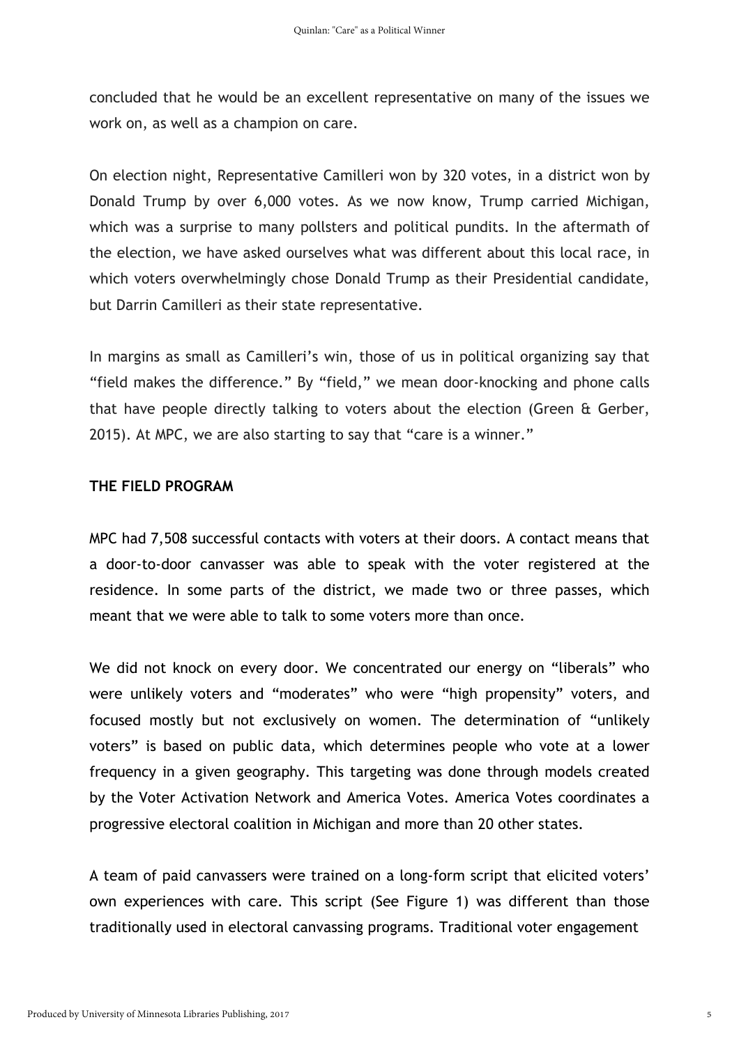concluded that he would be an excellent representative on many of the issues we work on, as well as a champion on care.

On election night, Representative Camilleri won by 320 votes, in a district won by Donald Trump by over 6,000 votes. As we now know, Trump carried Michigan, which was a surprise to many pollsters and political pundits. In the aftermath of the election, we have asked ourselves what was different about this local race, in which voters overwhelmingly chose Donald Trump as their Presidential candidate, but Darrin Camilleri as their state representative.

In margins as small as Camilleri's win, those of us in political organizing say that "field makes the difference." By "field," we mean door-knocking and phone calls that have people directly talking to voters about the election (Green & Gerber, 2015). At MPC, we are also starting to say that "care is a winner."

### THE FIELD PROGRAM

MPC had 7,508 successful contacts with voters at their doors. A contact means that a door-to-door canvasser was able to speak with the voter registered at the residence. In some parts of the district, we made two or three passes, which meant that we were able to talk to some voters more than once.

We did not knock on every door. We concentrated our energy on "liberals" who were unlikely voters and "moderates" who were "high propensity" voters, and focused mostly but not exclusively on women. The determination of "unlikely voters" is based on public data, which determines people who vote at a lower frequency in a given geography. This targeting was done through models created by the Voter Activation Network and America Votes. America Votes coordinates a progressive electoral coalition in Michigan and more than 20 other states.

A team of paid canvassers were trained on a long-form script that elicited voters' own experiences with care. This script (See Figure 1) was different than those traditionally used in electoral canvassing programs. Traditional voter engagement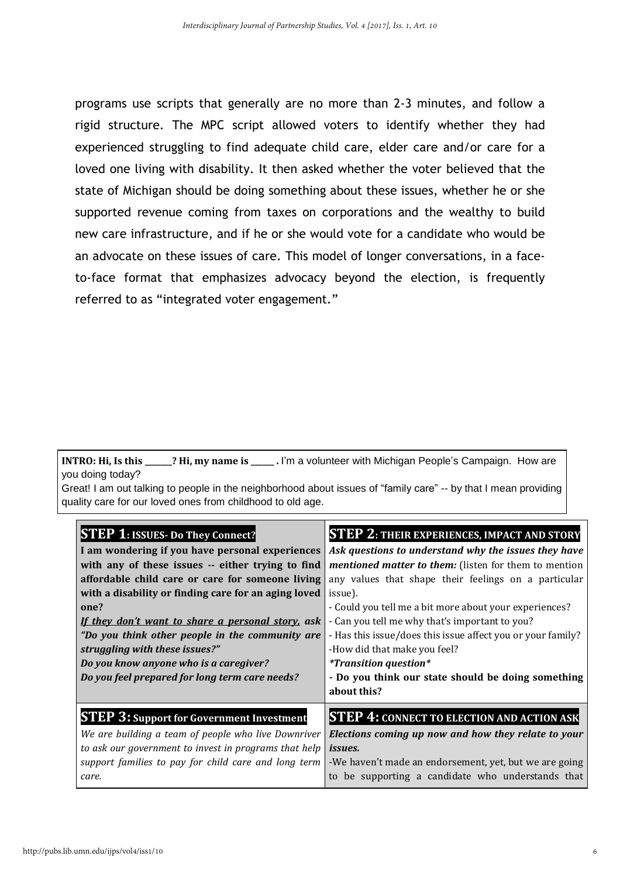programs use scripts that generally are no more than 2-3 minutes, and follow a rigid structure. The MPC script allowed voters to identify whether they had experienced struggling to find adequate child care, elder care and/or care for a loved one living with disability. It then asked whether the voter believed that the state of Michigan should be doing something about these issues, whether he or she supported revenue coming from taxes on corporations and the wealthy to build new care infrastructure, and if he or she would vote for a candidate who would be an advocate on these issues of care. This model of longer conversations, in a face-to-face format that emphasizes advocacy beyond the election, is frequently referred to as "integrated voter engagement."

**INTRO: Hi, Is this ______? Hi, my name is _____ .** I'm a volunteer with Michigan People's Campaign. How are you doing today?
Great! I am out talking to people in the neighborhood about issues of "family care" -- by that I mean providing quality care for our loved ones from childhood to old age.

| **STEP 1: ISSUES- Do They Connect?** | **STEP 2: THEIR EXPERIENCES, IMPACT AND STORY** |
|---|---|
| **I am wondering if you have personal experiences with any of these issues -- either trying to find affordable child care or care for someone living with a disability or finding care for an aging loved one?**<br>***If they don't want to share a personal story, ask "Do you think other people in the community are struggling with these issues?"***<br>***Do you know anyone who is a caregiver?***<br>***Do you feel prepared for long term care needs?*** | ***Ask questions to understand why the issues they have mentioned matter to them:*** (listen for them to mention any values that shape their feelings on a particular issue).<br>- Could you tell me a bit more about your experiences?<br>- Can you tell me why that's important to you?<br>- Has this issue/does this issue affect you or your family?<br>-How did that make you feel?<br>*\*Transition question\**<br>**- Do you think our state should be doing something about this?** |
| **STEP 3: Support for Government Investment** | **STEP 4: CONNECT TO ELECTION AND ACTION ASK** |
| *We are building a team of people who live Downriver to ask our government to invest in programs that help support families to pay for child care and long term care.* | ***Elections coming up now and how they relate to your issues.***<br>-We haven't made an endorsement, yet, but we are going to be supporting a candidate who understands that |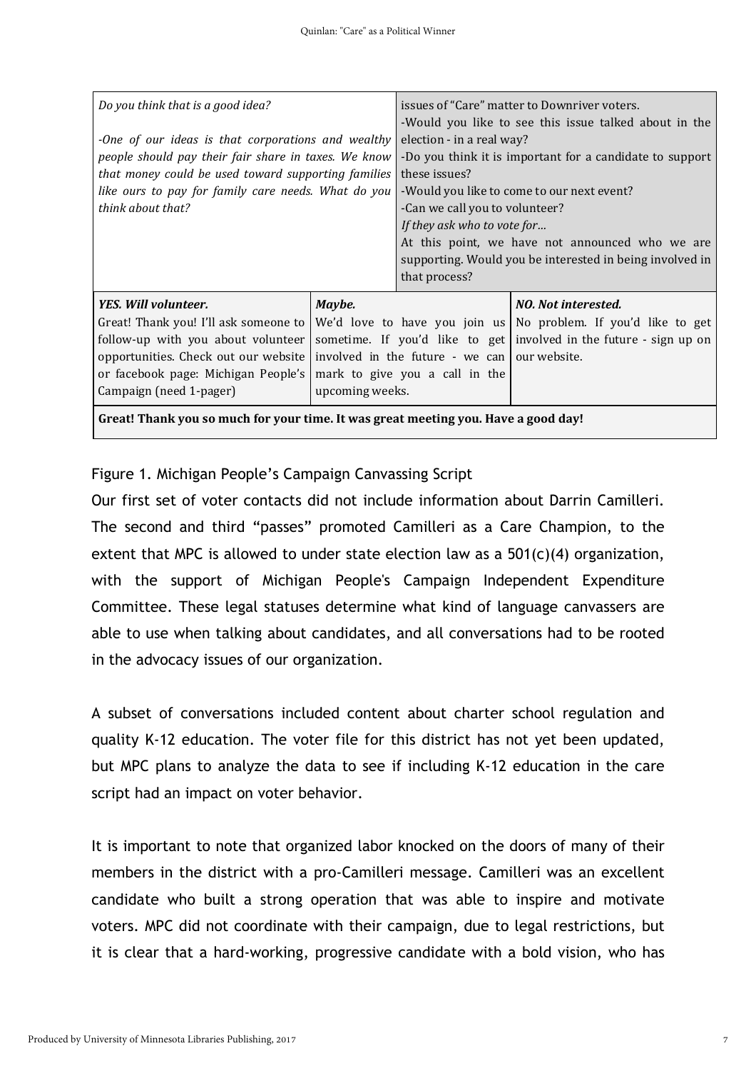| *Do you think that is a good idea?*<br><br>*-One of our ideas is that corporations and wealthy people should pay their fair share in taxes. We know that money could be used toward supporting families like ours to pay for family care needs. What do you think about that?* | | issues of "Care" matter to Downriver voters.<br>-Would you like to see this issue talked about in the election - in a real way?<br>-Do you think it is important for a candidate to support these issues?<br>-Would you like to come to our next event?<br>-Can we call you to volunteer?<br>*If they ask who to vote for…*<br>At this point, we have not announced who we are supporting. Would you be interested in being involved in that process? |
|---|---|---|
| ***YES. Will volunteer.***<br>Great! Thank you! I'll ask someone to follow-up with you about volunteer opportunities. Check out our website or facebook page: Michigan People's Campaign (need 1-pager) | ***Maybe.***<br>We'd love to have you join us sometime. If you'd like to get involved in the future - we can mark to give you a call in the upcoming weeks. | ***NO. Not interested.***<br>No problem. If you'd like to get involved in the future - sign up on our website. |
| **Great! Thank you so much for your time. It was great meeting you. Have a good day!** | | |

Figure 1. Michigan People's Campaign Canvassing Script

Our first set of voter contacts did not include information about Darrin Camilleri. The second and third "passes" promoted Camilleri as a Care Champion, to the extent that MPC is allowed to under state election law as a 501(c)(4) organization, with the support of Michigan People's Campaign Independent Expenditure Committee. These legal statuses determine what kind of language canvassers are able to use when talking about candidates, and all conversations had to be rooted in the advocacy issues of our organization.

A subset of conversations included content about charter school regulation and quality K-12 education. The voter file for this district has not yet been updated, but MPC plans to analyze the data to see if including K-12 education in the care script had an impact on voter behavior.

It is important to note that organized labor knocked on the doors of many of their members in the district with a pro-Camilleri message. Camilleri was an excellent candidate who built a strong operation that was able to inspire and motivate voters. MPC did not coordinate with their campaign, due to legal restrictions, but it is clear that a hard-working, progressive candidate with a bold vision, who has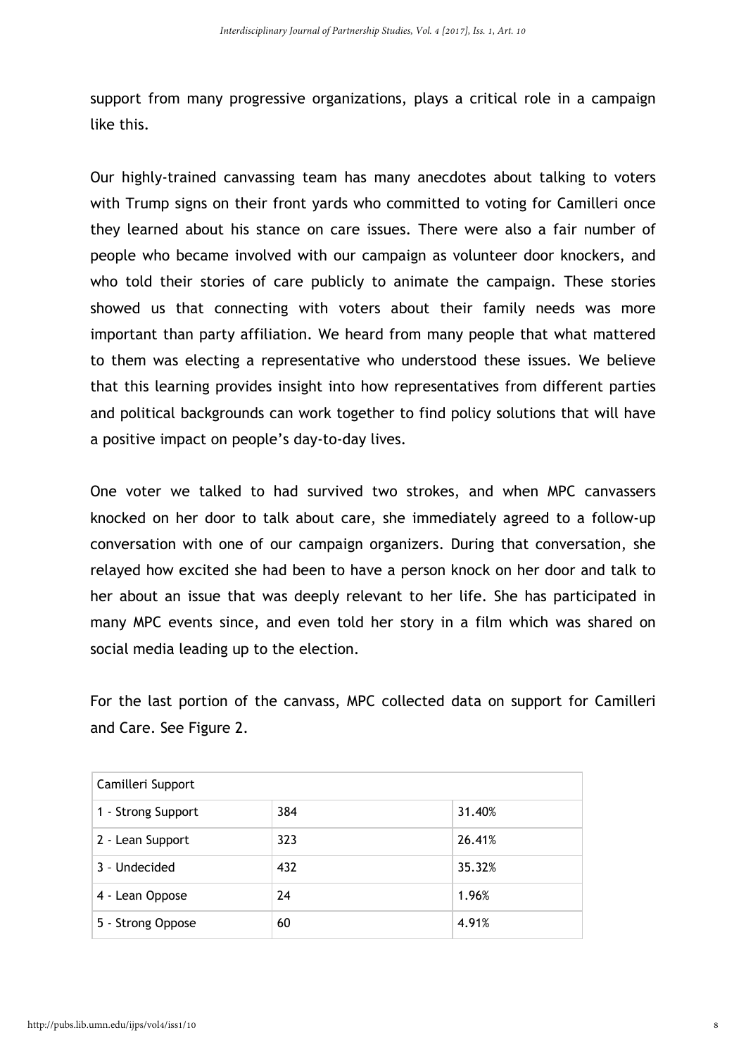support from many progressive organizations, plays a critical role in a campaign like this.

Our highly-trained canvassing team has many anecdotes about talking to voters with Trump signs on their front yards who committed to voting for Camilleri once they learned about his stance on care issues. There were also a fair number of people who became involved with our campaign as volunteer door knockers, and who told their stories of care publicly to animate the campaign. These stories showed us that connecting with voters about their family needs was more important than party affiliation. We heard from many people that what mattered to them was electing a representative who understood these issues. We believe that this learning provides insight into how representatives from different parties and political backgrounds can work together to find policy solutions that will have a positive impact on people's day-to-day lives.

One voter we talked to had survived two strokes, and when MPC canvassers knocked on her door to talk about care, she immediately agreed to a follow-up conversation with one of our campaign organizers. During that conversation, she relayed how excited she had been to have a person knock on her door and talk to her about an issue that was deeply relevant to her life. She has participated in many MPC events since, and even told her story in a film which was shared on social media leading up to the election.

For the last portion of the canvass, MPC collected data on support for Camilleri and Care. See Figure 2.

| Camilleri Support | | |
|---|---|---|
| 1 - Strong Support | 384 | 31.40% |
| 2 - Lean Support | 323 | 26.41% |
| 3 – Undecided | 432 | 35.32% |
| 4 - Lean Oppose | 24 | 1.96% |
| 5 - Strong Oppose | 60 | 4.91% |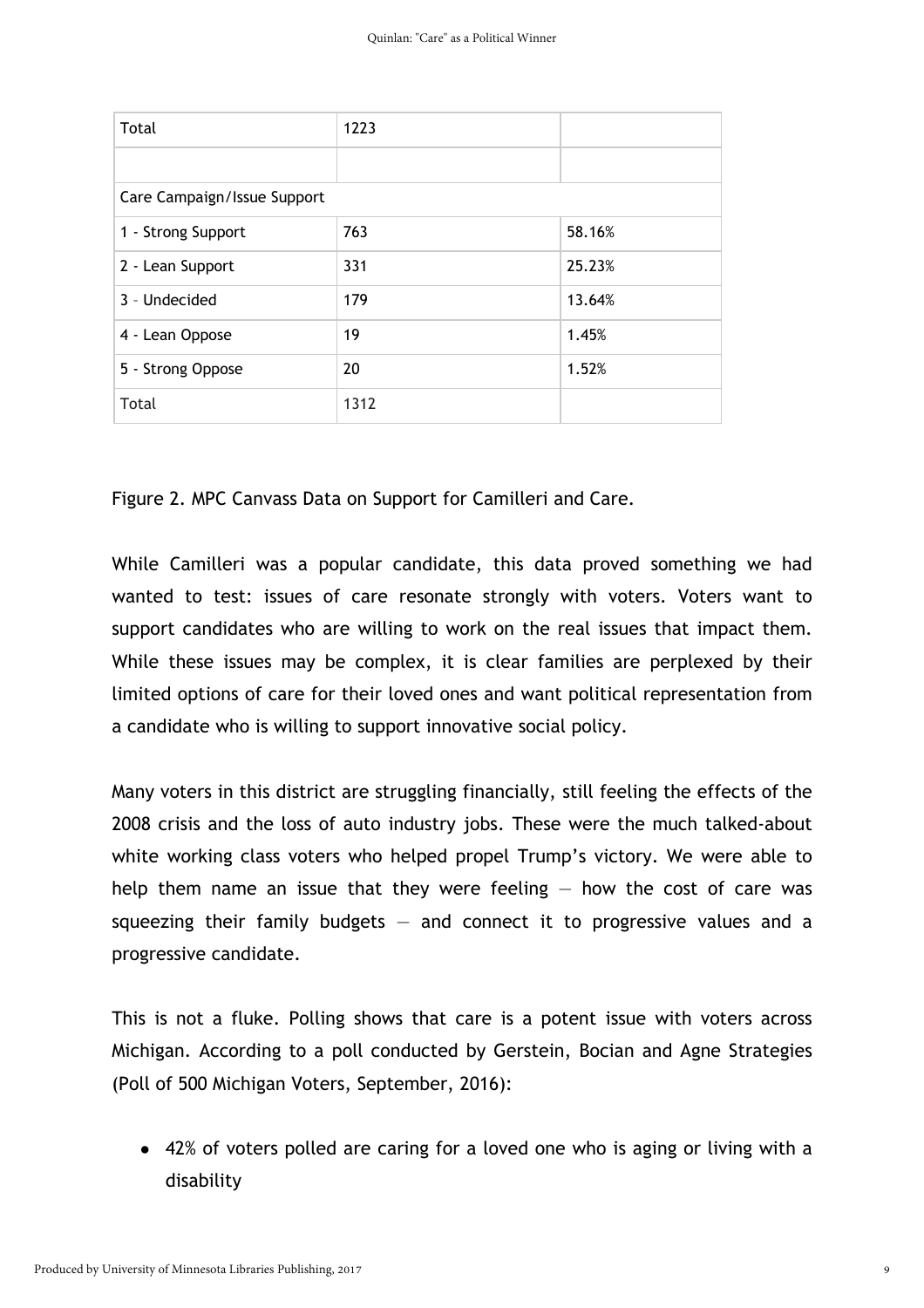| Total | 1223 | |
| --- | --- | --- |
| | | |
| Care Campaign/Issue Support | | |
| 1 - Strong Support | 763 | 58.16% |
| 2 - Lean Support | 331 | 25.23% |
| 3 - Undecided | 179 | 13.64% |
| 4 - Lean Oppose | 19 | 1.45% |
| 5 - Strong Oppose | 20 | 1.52% |
| Total | 1312 | |

Figure 2. MPC Canvass Data on Support for Camilleri and Care.

While Camilleri was a popular candidate, this data proved something we had wanted to test: issues of care resonate strongly with voters. Voters want to support candidates who are willing to work on the real issues that impact them. While these issues may be complex, it is clear families are perplexed by their limited options of care for their loved ones and want political representation from a candidate who is willing to support innovative social policy.

Many voters in this district are struggling financially, still feeling the effects of the 2008 crisis and the loss of auto industry jobs. These were the much talked-about white working class voters who helped propel Trump's victory. We were able to help them name an issue that they were feeling — how the cost of care was squeezing their family budgets — and connect it to progressive values and a progressive candidate.

This is not a fluke. Polling shows that care is a potent issue with voters across Michigan. According to a poll conducted by Gerstein, Bocian and Agne Strategies (Poll of 500 Michigan Voters, September, 2016):

- 42% of voters polled are caring for a loved one who is aging or living with a disability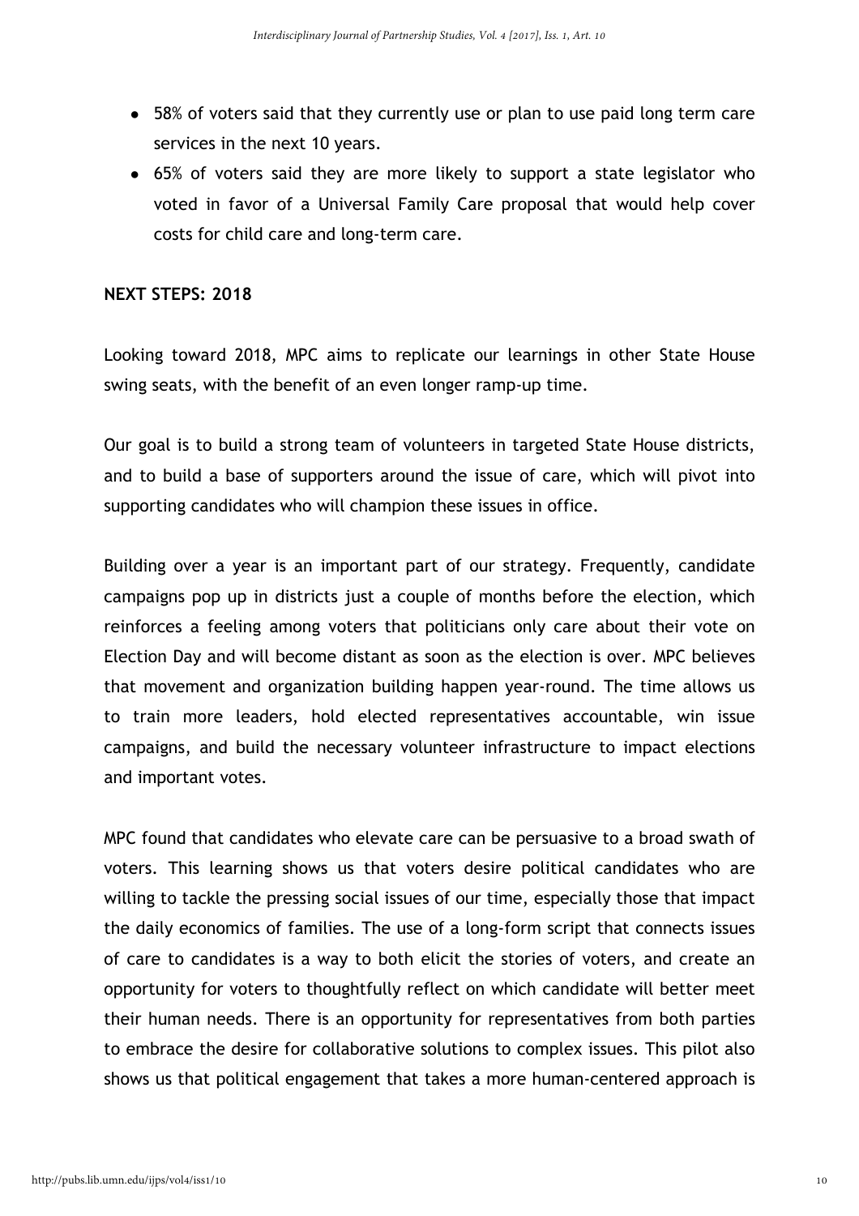- 58% of voters said that they currently use or plan to use paid long term care services in the next 10 years.
- 65% of voters said they are more likely to support a state legislator who voted in favor of a Universal Family Care proposal that would help cover costs for child care and long-term care.

**NEXT STEPS: 2018**

Looking toward 2018, MPC aims to replicate our learnings in other State House swing seats, with the benefit of an even longer ramp-up time.

Our goal is to build a strong team of volunteers in targeted State House districts, and to build a base of supporters around the issue of care, which will pivot into supporting candidates who will champion these issues in office.

Building over a year is an important part of our strategy. Frequently, candidate campaigns pop up in districts just a couple of months before the election, which reinforces a feeling among voters that politicians only care about their vote on Election Day and will become distant as soon as the election is over. MPC believes that movement and organization building happen year-round. The time allows us to train more leaders, hold elected representatives accountable, win issue campaigns, and build the necessary volunteer infrastructure to impact elections and important votes.

MPC found that candidates who elevate care can be persuasive to a broad swath of voters. This learning shows us that voters desire political candidates who are willing to tackle the pressing social issues of our time, especially those that impact the daily economics of families. The use of a long-form script that connects issues of care to candidates is a way to both elicit the stories of voters, and create an opportunity for voters to thoughtfully reflect on which candidate will better meet their human needs. There is an opportunity for representatives from both parties to embrace the desire for collaborative solutions to complex issues. This pilot also shows us that political engagement that takes a more human-centered approach is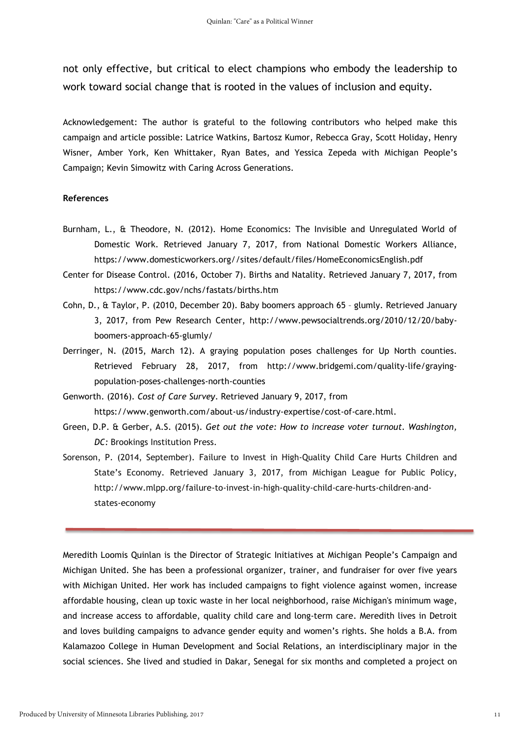not only effective, but critical to elect champions who embody the leadership to work toward social change that is rooted in the values of inclusion and equity.

Acknowledgement: The author is grateful to the following contributors who helped make this campaign and article possible: Latrice Watkins, Bartosz Kumor, Rebecca Gray, Scott Holiday, Henry Wisner, Amber York, Ken Whittaker, Ryan Bates, and Yessica Zepeda with Michigan People's Campaign; Kevin Simowitz with Caring Across Generations.

**References**

Burnham, L., & Theodore, N. (2012). Home Economics: The Invisible and Unregulated World of Domestic Work. Retrieved January 7, 2017, from National Domestic Workers Alliance, https://www.domesticworkers.org//sites/default/files/HomeEconomicsEnglish.pdf

Center for Disease Control. (2016, October 7). Births and Natality. Retrieved January 7, 2017, from https://www.cdc.gov/nchs/fastats/births.htm

Cohn, D., & Taylor, P. (2010, December 20). Baby boomers approach 65 – glumly. Retrieved January 3, 2017, from Pew Research Center, http://www.pewsocialtrends.org/2010/12/20/baby-boomers-approach-65-glumly/

Derringer, N. (2015, March 12). A graying population poses challenges for Up North counties. Retrieved February 28, 2017, from http://www.bridgemi.com/quality-life/graying-population-poses-challenges-north-counties

Genworth. (2016). *Cost of Care Survey*. Retrieved January 9, 2017, from https://www.genworth.com/about-us/industry-expertise/cost-of-care.html.

Green, D.P. & Gerber, A.S. (2015). *Get out the vote: How to increase voter turnout. Washington, DC:* Brookings Institution Press.

Sorenson, P. (2014, September). Failure to Invest in High-Quality Child Care Hurts Children and State's Economy. Retrieved January 3, 2017, from Michigan League for Public Policy, http://www.mlpp.org/failure-to-invest-in-high-quality-child-care-hurts-children-and-states-economy

---

Meredith Loomis Quinlan is the Director of Strategic Initiatives at Michigan People's Campaign and Michigan United. She has been a professional organizer, trainer, and fundraiser for over five years with Michigan United. Her work has included campaigns to fight violence against women, increase affordable housing, clean up toxic waste in her local neighborhood, raise Michigan's minimum wage, and increase access to affordable, quality child care and long-term care. Meredith lives in Detroit and loves building campaigns to advance gender equity and women's rights. She holds a B.A. from Kalamazoo College in Human Development and Social Relations, an interdisciplinary major in the social sciences. She lived and studied in Dakar, Senegal for six months and completed a project on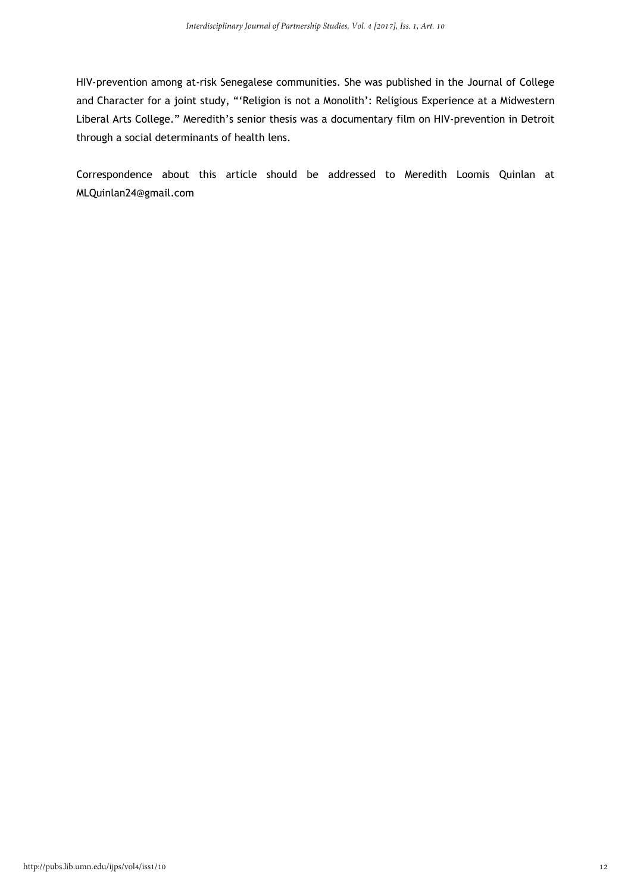HIV-prevention among at-risk Senegalese communities. She was published in the Journal of College and Character for a joint study, "'Religion is not a Monolith': Religious Experience at a Midwestern Liberal Arts College." Meredith's senior thesis was a documentary film on HIV-prevention in Detroit through a social determinants of health lens.

Correspondence about this article should be addressed to Meredith Loomis Quinlan at MLQuinlan24@gmail.com